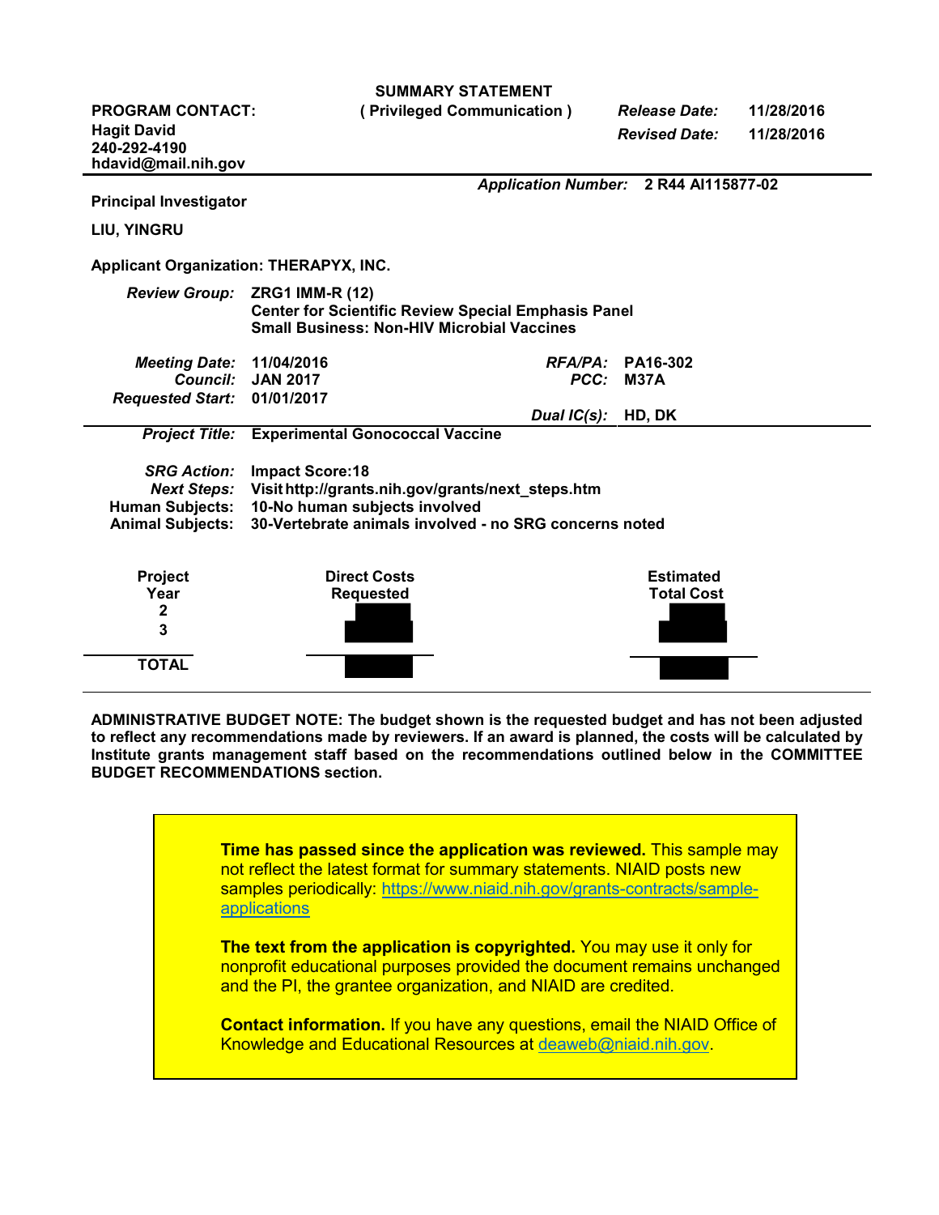**SUMMARY STATEMENT**
**( Privileged Communication )**

**PROGRAM CONTACT:**
**Hagit David**
**240-292-4190**
**hdavid@mail.nih.gov**

*Release Date:* **11/28/2016**
*Revised Date:* **11/28/2016**

*Application Number:* **2 R44 AI115877-02**

**Principal Investigator**

**LIU, YINGRU**

**Applicant Organization: THERAPYX, INC.**

*Review Group:* **ZRG1 IMM-R (12)**
**Center for Scientific Review Special Emphasis Panel**
**Small Business: Non-HIV Microbial Vaccines**

*Meeting Date:* **11/04/2016**
*Council:* **JAN 2017**
*Requested Start:* **01/01/2017**

*RFA/PA:* **PA16-302**
*PCC:* **M37A**
*Dual IC(s):* **HD, DK**

*Project Title:* **Experimental Gonococcal Vaccine**

*SRG Action:* **Impact Score:18**
*Next Steps:* **Visit http://grants.nih.gov/grants/next_steps.htm**
**Human Subjects:** **10-No human subjects involved**
**Animal Subjects:** **30-Vertebrate animals involved - no SRG concerns noted**

| Project Year | Direct Costs Requested | Estimated Total Cost |
|---|---|---|
| 2 | | |
| 3 | | |
| **TOTAL** | | |

**ADMINISTRATIVE BUDGET NOTE: The budget shown is the requested budget and has not been adjusted to reflect any recommendations made by reviewers. If an award is planned, the costs will be calculated by Institute grants management staff based on the recommendations outlined below in the COMMITTEE BUDGET RECOMMENDATIONS section.**

**Time has passed since the application was reviewed.** This sample may not reflect the latest format for summary statements. NIAID posts new samples periodically: https://www.niaid.nih.gov/grants-contracts/sample-applications

**The text from the application is copyrighted.** You may use it only for nonprofit educational purposes provided the document remains unchanged and the PI, the grantee organization, and NIAID are credited.

**Contact information.** If you have any questions, email the NIAID Office of Knowledge and Educational Resources at deaweb@niaid.nih.gov.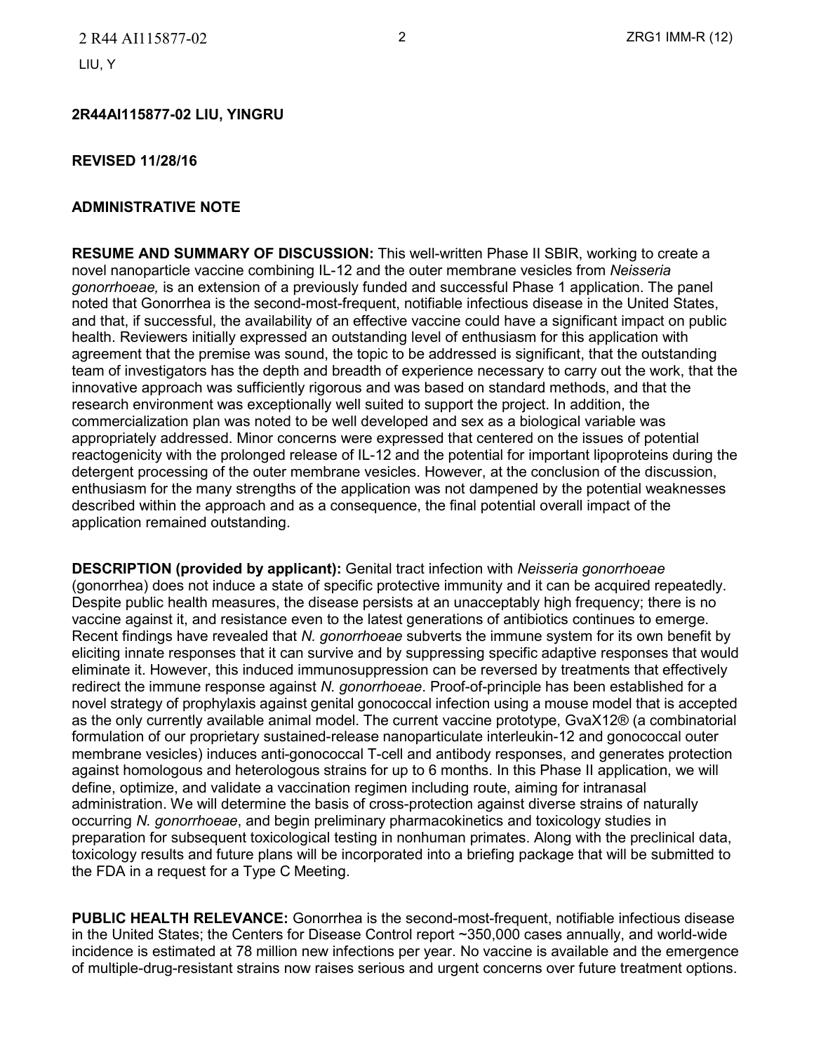**2R44AI115877-02 LIU, YINGRU**

**REVISED 11/28/16**

**ADMINISTRATIVE NOTE**

**RESUME AND SUMMARY OF DISCUSSION:** This well-written Phase II SBIR, working to create a novel nanoparticle vaccine combining IL-12 and the outer membrane vesicles from *Neisseria gonorrhoeae,* is an extension of a previously funded and successful Phase 1 application. The panel noted that Gonorrhea is the second-most-frequent, notifiable infectious disease in the United States, and that, if successful, the availability of an effective vaccine could have a significant impact on public health. Reviewers initially expressed an outstanding level of enthusiasm for this application with agreement that the premise was sound, the topic to be addressed is significant, that the outstanding team of investigators has the depth and breadth of experience necessary to carry out the work, that the innovative approach was sufficiently rigorous and was based on standard methods, and that the research environment was exceptionally well suited to support the project. In addition, the commercialization plan was noted to be well developed and sex as a biological variable was appropriately addressed. Minor concerns were expressed that centered on the issues of potential reactogenicity with the prolonged release of IL-12 and the potential for important lipoproteins during the detergent processing of the outer membrane vesicles. However, at the conclusion of the discussion, enthusiasm for the many strengths of the application was not dampened by the potential weaknesses described within the approach and as a consequence, the final potential overall impact of the application remained outstanding.

**DESCRIPTION (provided by applicant):** Genital tract infection with *Neisseria gonorrhoeae* (gonorrhea) does not induce a state of specific protective immunity and it can be acquired repeatedly. Despite public health measures, the disease persists at an unacceptably high frequency; there is no vaccine against it, and resistance even to the latest generations of antibiotics continues to emerge. Recent findings have revealed that *N. gonorrhoeae* subverts the immune system for its own benefit by eliciting innate responses that it can survive and by suppressing specific adaptive responses that would eliminate it. However, this induced immunosuppression can be reversed by treatments that effectively redirect the immune response against *N. gonorrhoeae*. Proof-of-principle has been established for a novel strategy of prophylaxis against genital gonococcal infection using a mouse model that is accepted as the only currently available animal model. The current vaccine prototype, GvaX12® (a combinatorial formulation of our proprietary sustained-release nanoparticulate interleukin-12 and gonococcal outer membrane vesicles) induces anti-gonococcal T-cell and antibody responses, and generates protection against homologous and heterologous strains for up to 6 months. In this Phase II application, we will define, optimize, and validate a vaccination regimen including route, aiming for intranasal administration. We will determine the basis of cross-protection against diverse strains of naturally occurring *N. gonorrhoeae*, and begin preliminary pharmacokinetics and toxicology studies in preparation for subsequent toxicological testing in nonhuman primates. Along with the preclinical data, toxicology results and future plans will be incorporated into a briefing package that will be submitted to the FDA in a request for a Type C Meeting.

**PUBLIC HEALTH RELEVANCE:** Gonorrhea is the second-most-frequent, notifiable infectious disease in the United States; the Centers for Disease Control report ~350,000 cases annually, and world-wide incidence is estimated at 78 million new infections per year. No vaccine is available and the emergence of multiple-drug-resistant strains now raises serious and urgent concerns over future treatment options.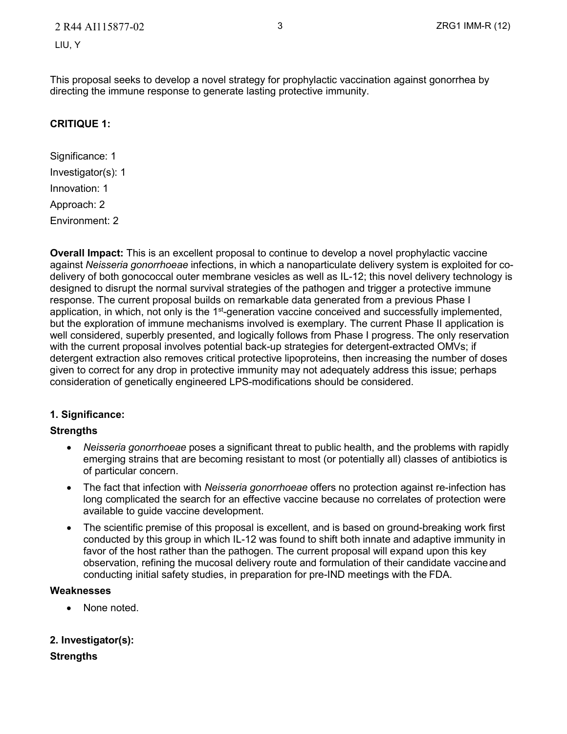This proposal seeks to develop a novel strategy for prophylactic vaccination against gonorrhea by directing the immune response to generate lasting protective immunity.

**CRITIQUE 1:**

Significance: 1
Investigator(s): 1
Innovation: 1
Approach: 2
Environment: 2

**Overall Impact:** This is an excellent proposal to continue to develop a novel prophylactic vaccine against *Neisseria gonorrhoeae* infections, in which a nanoparticulate delivery system is exploited for co-delivery of both gonococcal outer membrane vesicles as well as IL-12; this novel delivery technology is designed to disrupt the normal survival strategies of the pathogen and trigger a protective immune response. The current proposal builds on remarkable data generated from a previous Phase I application, in which, not only is the 1st-generation vaccine conceived and successfully implemented, but the exploration of immune mechanisms involved is exemplary. The current Phase II application is well considered, superbly presented, and logically follows from Phase I progress. The only reservation with the current proposal involves potential back-up strategies for detergent-extracted OMVs; if detergent extraction also removes critical protective lipoproteins, then increasing the number of doses given to correct for any drop in protective immunity may not adequately address this issue; perhaps consideration of genetically engineered LPS-modifications should be considered.

**1. Significance:**

**Strengths**

- *Neisseria gonorrhoeae* poses a significant threat to public health, and the problems with rapidly emerging strains that are becoming resistant to most (or potentially all) classes of antibiotics is of particular concern.
- The fact that infection with *Neisseria gonorrhoeae* offers no protection against re-infection has long complicated the search for an effective vaccine because no correlates of protection were available to guide vaccine development.
- The scientific premise of this proposal is excellent, and is based on ground-breaking work first conducted by this group in which IL-12 was found to shift both innate and adaptive immunity in favor of the host rather than the pathogen. The current proposal will expand upon this key observation, refining the mucosal delivery route and formulation of their candidate vaccine and conducting initial safety studies, in preparation for pre-IND meetings with the FDA.

**Weaknesses**

- None noted.

**2. Investigator(s):**

**Strengths**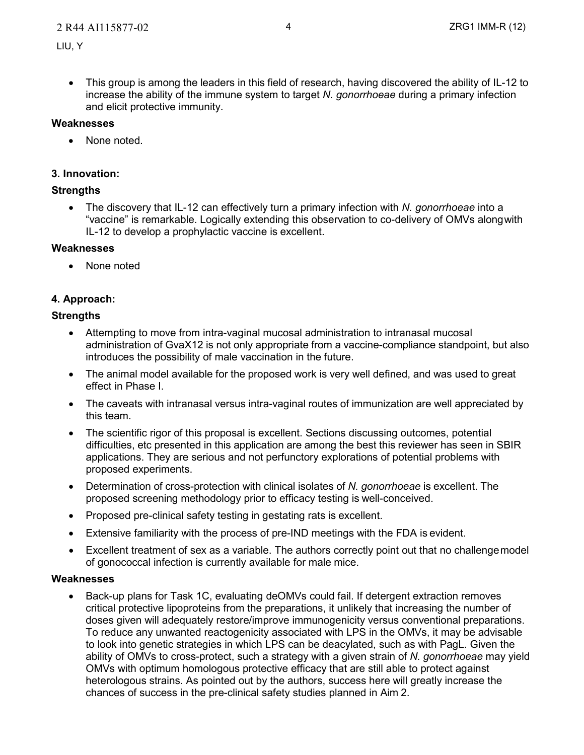- This group is among the leaders in this field of research, having discovered the ability of IL-12 to increase the ability of the immune system to target *N. gonorrhoeae* during a primary infection and elicit protective immunity.

**Weaknesses**

- None noted.

### 3. Innovation:

**Strengths**

- The discovery that IL-12 can effectively turn a primary infection with *N. gonorrhoeae* into a "vaccine" is remarkable. Logically extending this observation to co-delivery of OMVs alongwith IL-12 to develop a prophylactic vaccine is excellent.

**Weaknesses**

- None noted

### 4. Approach:

**Strengths**

- Attempting to move from intra-vaginal mucosal administration to intranasal mucosal administration of GvaX12 is not only appropriate from a vaccine-compliance standpoint, but also introduces the possibility of male vaccination in the future.
- The animal model available for the proposed work is very well defined, and was used to great effect in Phase I.
- The caveats with intranasal versus intra-vaginal routes of immunization are well appreciated by this team.
- The scientific rigor of this proposal is excellent. Sections discussing outcomes, potential difficulties, etc presented in this application are among the best this reviewer has seen in SBIR applications. They are serious and not perfunctory explorations of potential problems with proposed experiments.
- Determination of cross-protection with clinical isolates of *N. gonorrhoeae* is excellent. The proposed screening methodology prior to efficacy testing is well-conceived.
- Proposed pre-clinical safety testing in gestating rats is excellent.
- Extensive familiarity with the process of pre-IND meetings with the FDA is evident.
- Excellent treatment of sex as a variable. The authors correctly point out that no challengemodel of gonococcal infection is currently available for male mice.

**Weaknesses**

- Back-up plans for Task 1C, evaluating deOMVs could fail. If detergent extraction removes critical protective lipoproteins from the preparations, it unlikely that increasing the number of doses given will adequately restore/improve immunogenicity versus conventional preparations. To reduce any unwanted reactogenicity associated with LPS in the OMVs, it may be advisable to look into genetic strategies in which LPS can be deacylated, such as with PagL. Given the ability of OMVs to cross-protect, such a strategy with a given strain of *N. gonorrhoeae* may yield OMVs with optimum homologous protective efficacy that are still able to protect against heterologous strains. As pointed out by the authors, success here will greatly increase the chances of success in the pre-clinical safety studies planned in Aim 2.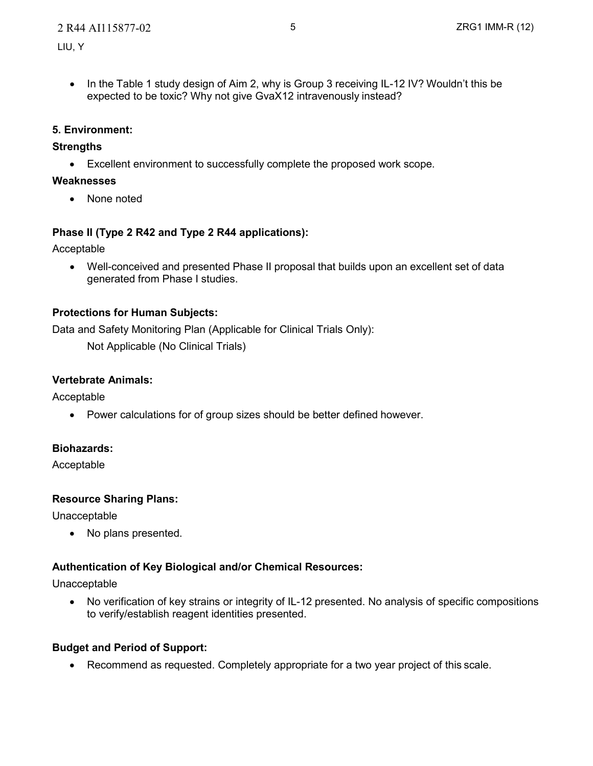- In the Table 1 study design of Aim 2, why is Group 3 receiving IL-12 IV? Wouldn't this be expected to be toxic? Why not give GvaX12 intravenously instead?

**5. Environment:**

**Strengths**

- Excellent environment to successfully complete the proposed work scope.

**Weaknesses**

- None noted

**Phase II (Type 2 R42 and Type 2 R44 applications):**

Acceptable

- Well-conceived and presented Phase II proposal that builds upon an excellent set of data generated from Phase I studies.

**Protections for Human Subjects:**

Data and Safety Monitoring Plan (Applicable for Clinical Trials Only):

Not Applicable (No Clinical Trials)

**Vertebrate Animals:**

Acceptable

- Power calculations for of group sizes should be better defined however.

**Biohazards:**

Acceptable

**Resource Sharing Plans:**

Unacceptable

- No plans presented.

**Authentication of Key Biological and/or Chemical Resources:**

Unacceptable

- No verification of key strains or integrity of IL-12 presented. No analysis of specific compositions to verify/establish reagent identities presented.

**Budget and Period of Support:**

- Recommend as requested. Completely appropriate for a two year project of this scale.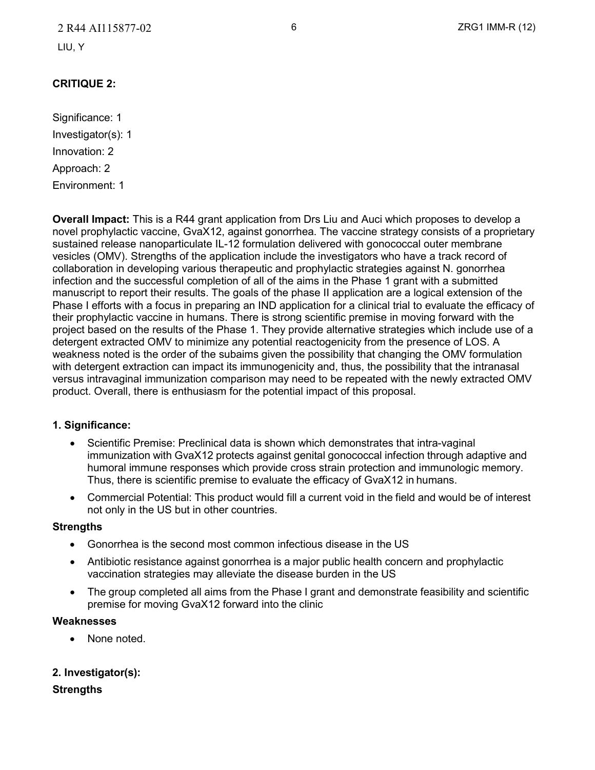**CRITIQUE 2:**

Significance: 1
Investigator(s): 1
Innovation: 2
Approach: 2
Environment: 1

**Overall Impact:** This is a R44 grant application from Drs Liu and Auci which proposes to develop a novel prophylactic vaccine, GvaX12, against gonorrhea. The vaccine strategy consists of a proprietary sustained release nanoparticulate IL-12 formulation delivered with gonococcal outer membrane vesicles (OMV). Strengths of the application include the investigators who have a track record of collaboration in developing various therapeutic and prophylactic strategies against N. gonorrhea infection and the successful completion of all of the aims in the Phase 1 grant with a submitted manuscript to report their results. The goals of the phase II application are a logical extension of the Phase I efforts with a focus in preparing an IND application for a clinical trial to evaluate the efficacy of their prophylactic vaccine in humans. There is strong scientific premise in moving forward with the project based on the results of the Phase 1. They provide alternative strategies which include use of a detergent extracted OMV to minimize any potential reactogenicity from the presence of LOS. A weakness noted is the order of the subaims given the possibility that changing the OMV formulation with detergent extraction can impact its immunogenicity and, thus, the possibility that the intranasal versus intravaginal immunization comparison may need to be repeated with the newly extracted OMV product. Overall, there is enthusiasm for the potential impact of this proposal.

**1. Significance:**

- Scientific Premise: Preclinical data is shown which demonstrates that intra-vaginal immunization with GvaX12 protects against genital gonococcal infection through adaptive and humoral immune responses which provide cross strain protection and immunologic memory. Thus, there is scientific premise to evaluate the efficacy of GvaX12 in humans.
- Commercial Potential: This product would fill a current void in the field and would be of interest not only in the US but in other countries.

**Strengths**

- Gonorrhea is the second most common infectious disease in the US
- Antibiotic resistance against gonorrhea is a major public health concern and prophylactic vaccination strategies may alleviate the disease burden in the US
- The group completed all aims from the Phase I grant and demonstrate feasibility and scientific premise for moving GvaX12 forward into the clinic

**Weaknesses**

- None noted.

**2. Investigator(s):**

**Strengths**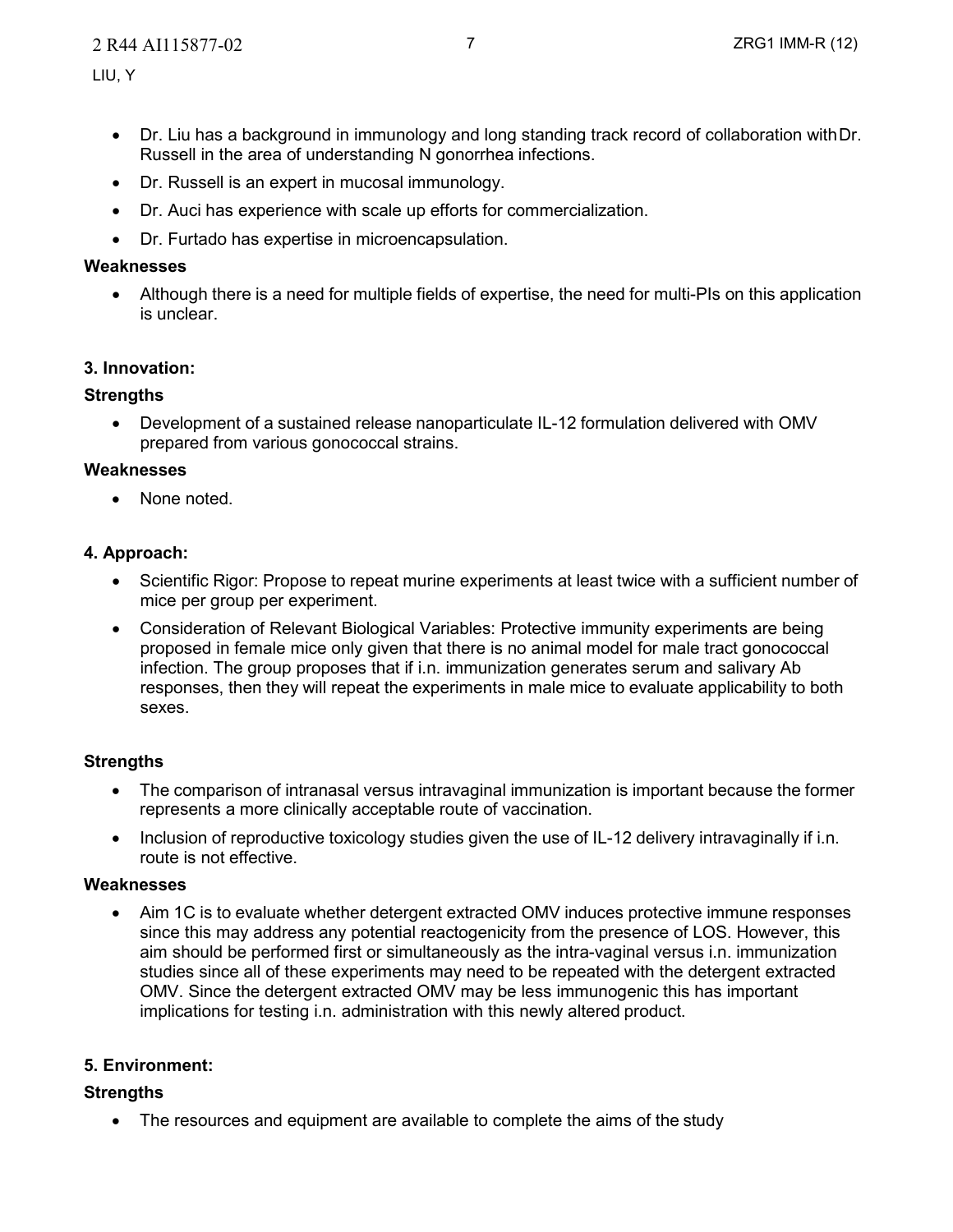- Dr. Liu has a background in immunology and long standing track record of collaboration with Dr. Russell in the area of understanding N gonorrhea infections.
- Dr. Russell is an expert in mucosal immunology.
- Dr. Auci has experience with scale up efforts for commercialization.
- Dr. Furtado has expertise in microencapsulation.

**Weaknesses**

- Although there is a need for multiple fields of expertise, the need for multi-PIs on this application is unclear.

### 3. Innovation:

**Strengths**

- Development of a sustained release nanoparticulate IL-12 formulation delivered with OMV prepared from various gonococcal strains.

**Weaknesses**

- None noted.

### 4. Approach:

- Scientific Rigor: Propose to repeat murine experiments at least twice with a sufficient number of mice per group per experiment.
- Consideration of Relevant Biological Variables: Protective immunity experiments are being proposed in female mice only given that there is no animal model for male tract gonococcal infection. The group proposes that if i.n. immunization generates serum and salivary Ab responses, then they will repeat the experiments in male mice to evaluate applicability to both sexes.

**Strengths**

- The comparison of intranasal versus intravaginal immunization is important because the former represents a more clinically acceptable route of vaccination.
- Inclusion of reproductive toxicology studies given the use of IL-12 delivery intravaginally if i.n. route is not effective.

**Weaknesses**

- Aim 1C is to evaluate whether detergent extracted OMV induces protective immune responses since this may address any potential reactogenicity from the presence of LOS. However, this aim should be performed first or simultaneously as the intra-vaginal versus i.n. immunization studies since all of these experiments may need to be repeated with the detergent extracted OMV. Since the detergent extracted OMV may be less immunogenic this has important implications for testing i.n. administration with this newly altered product.

### 5. Environment:

**Strengths**

- The resources and equipment are available to complete the aims of the study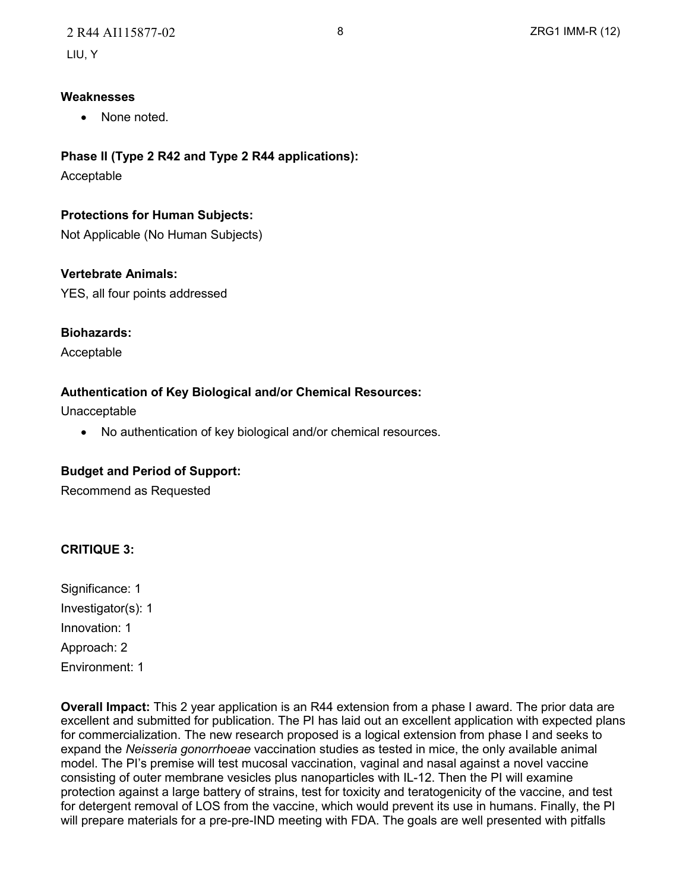**Weaknesses**

- None noted.

**Phase II (Type 2 R42 and Type 2 R44 applications):**

Acceptable

**Protections for Human Subjects:**

Not Applicable (No Human Subjects)

**Vertebrate Animals:**

YES, all four points addressed

**Biohazards:**

Acceptable

**Authentication of Key Biological and/or Chemical Resources:**

Unacceptable

- No authentication of key biological and/or chemical resources.

**Budget and Period of Support:**

Recommend as Requested

**CRITIQUE 3:**

Significance: 1
Investigator(s): 1
Innovation: 1
Approach: 2
Environment: 1

**Overall Impact:** This 2 year application is an R44 extension from a phase I award. The prior data are excellent and submitted for publication. The PI has laid out an excellent application with expected plans for commercialization. The new research proposed is a logical extension from phase I and seeks to expand the *Neisseria gonorrhoeae* vaccination studies as tested in mice, the only available animal model. The PI's premise will test mucosal vaccination, vaginal and nasal against a novel vaccine consisting of outer membrane vesicles plus nanoparticles with IL-12. Then the PI will examine protection against a large battery of strains, test for toxicity and teratogenicity of the vaccine, and test for detergent removal of LOS from the vaccine, which would prevent its use in humans. Finally, the PI will prepare materials for a pre-pre-IND meeting with FDA. The goals are well presented with pitfalls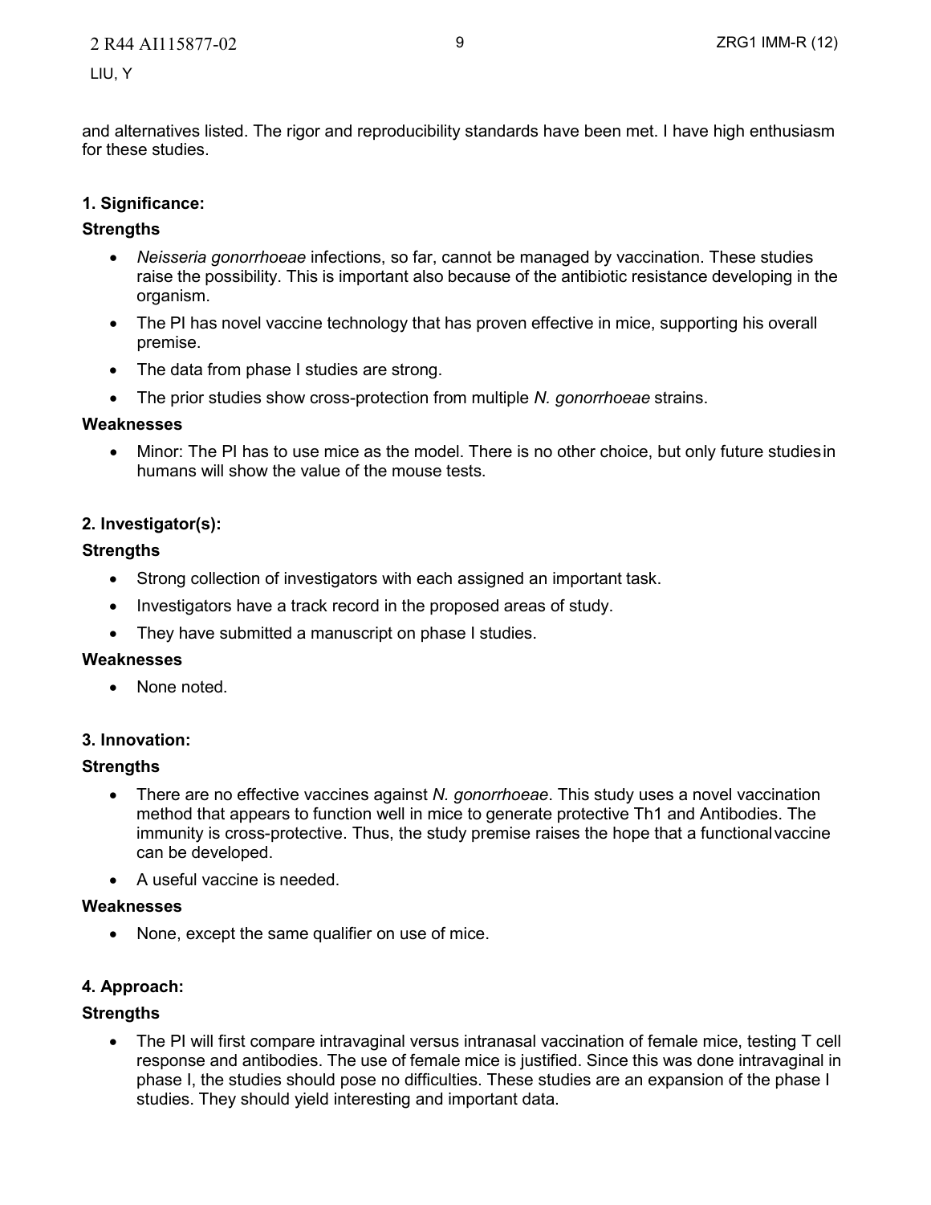and alternatives listed. The rigor and reproducibility standards have been met. I have high enthusiasm for these studies.

**1. Significance:**

**Strengths**

- *Neisseria gonorrhoeae* infections, so far, cannot be managed by vaccination. These studies raise the possibility. This is important also because of the antibiotic resistance developing in the organism.
- The PI has novel vaccine technology that has proven effective in mice, supporting his overall premise.
- The data from phase I studies are strong.
- The prior studies show cross-protection from multiple *N. gonorrhoeae* strains.

**Weaknesses**

- Minor: The PI has to use mice as the model. There is no other choice, but only future studies in humans will show the value of the mouse tests.

**2. Investigator(s):**

**Strengths**

- Strong collection of investigators with each assigned an important task.
- Investigators have a track record in the proposed areas of study.
- They have submitted a manuscript on phase I studies.

**Weaknesses**

- None noted.

**3. Innovation:**

**Strengths**

- There are no effective vaccines against *N. gonorrhoeae*. This study uses a novel vaccination method that appears to function well in mice to generate protective Th1 and Antibodies. The immunity is cross-protective. Thus, the study premise raises the hope that a functional vaccine can be developed.
- A useful vaccine is needed.

**Weaknesses**

- None, except the same qualifier on use of mice.

**4. Approach:**

**Strengths**

- The PI will first compare intravaginal versus intranasal vaccination of female mice, testing T cell response and antibodies. The use of female mice is justified. Since this was done intravaginal in phase I, the studies should pose no difficulties. These studies are an expansion of the phase I studies. They should yield interesting and important data.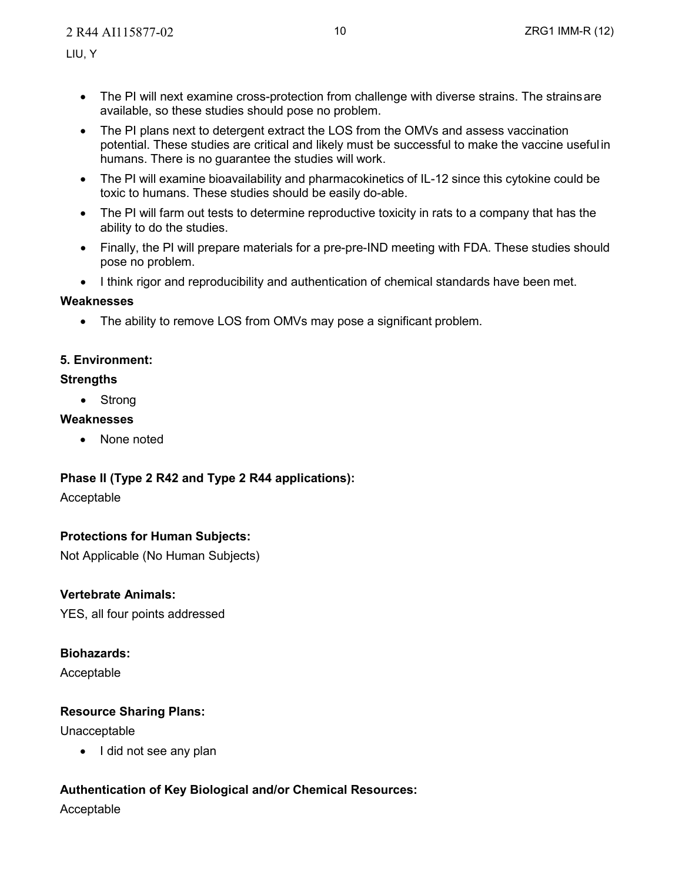- The PI will next examine cross-protection from challenge with diverse strains. The strains are available, so these studies should pose no problem.
- The PI plans next to detergent extract the LOS from the OMVs and assess vaccination potential. These studies are critical and likely must be successful to make the vaccine useful in humans. There is no guarantee the studies will work.
- The PI will examine bioavailability and pharmacokinetics of IL-12 since this cytokine could be toxic to humans. These studies should be easily do-able.
- The PI will farm out tests to determine reproductive toxicity in rats to a company that has the ability to do the studies.
- Finally, the PI will prepare materials for a pre-pre-IND meeting with FDA. These studies should pose no problem.
- I think rigor and reproducibility and authentication of chemical standards have been met.

**Weaknesses**

- The ability to remove LOS from OMVs may pose a significant problem.

**5. Environment:**

**Strengths**

- Strong

**Weaknesses**

- None noted

**Phase II (Type 2 R42 and Type 2 R44 applications):**

Acceptable

**Protections for Human Subjects:**

Not Applicable (No Human Subjects)

**Vertebrate Animals:**

YES, all four points addressed

**Biohazards:**

Acceptable

**Resource Sharing Plans:**

Unacceptable

- I did not see any plan

**Authentication of Key Biological and/or Chemical Resources:**

Acceptable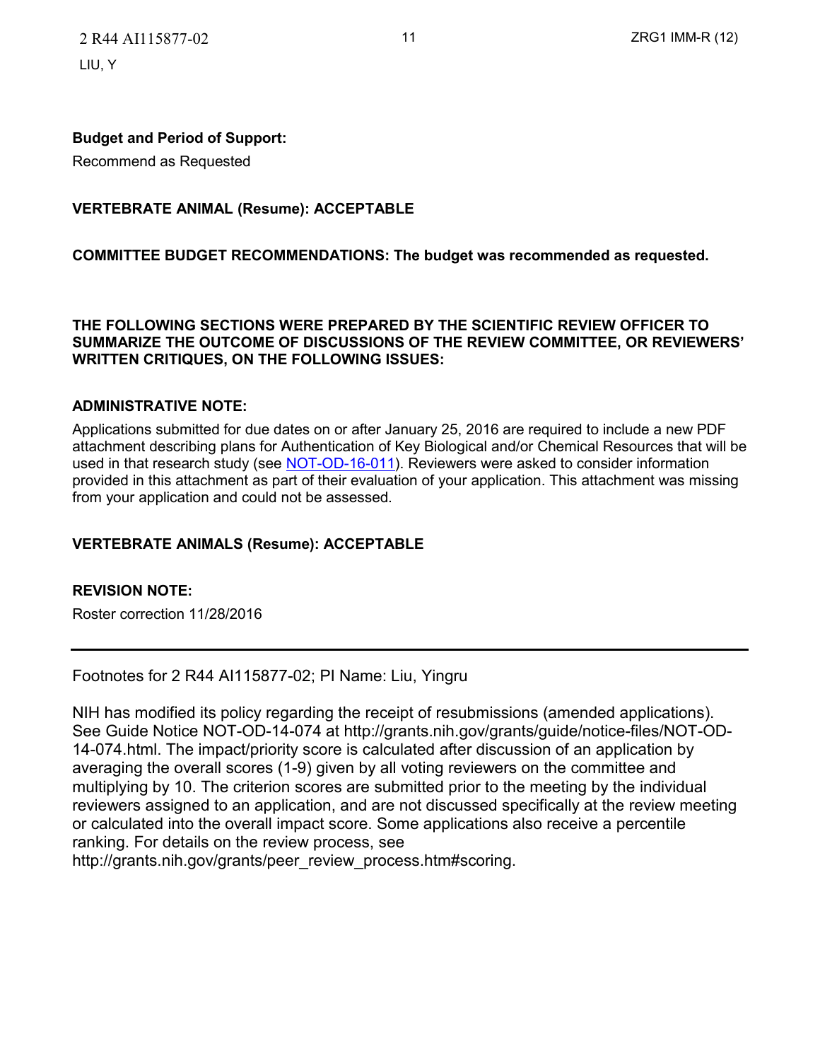**Budget and Period of Support:**

Recommend as Requested

**VERTEBRATE ANIMAL (Resume): ACCEPTABLE**

**COMMITTEE BUDGET RECOMMENDATIONS: The budget was recommended as requested.**

**THE FOLLOWING SECTIONS WERE PREPARED BY THE SCIENTIFIC REVIEW OFFICER TO SUMMARIZE THE OUTCOME OF DISCUSSIONS OF THE REVIEW COMMITTEE, OR REVIEWERS' WRITTEN CRITIQUES, ON THE FOLLOWING ISSUES:**

**ADMINISTRATIVE NOTE:**

Applications submitted for due dates on or after January 25, 2016 are required to include a new PDF attachment describing plans for Authentication of Key Biological and/or Chemical Resources that will be used in that research study (see NOT-OD-16-011). Reviewers were asked to consider information provided in this attachment as part of their evaluation of your application. This attachment was missing from your application and could not be assessed.

**VERTEBRATE ANIMALS (Resume): ACCEPTABLE**

**REVISION NOTE:**

Roster correction 11/28/2016

---

Footnotes for 2 R44 AI115877-02; PI Name: Liu, Yingru

NIH has modified its policy regarding the receipt of resubmissions (amended applications). See Guide Notice NOT-OD-14-074 at http://grants.nih.gov/grants/guide/notice-files/NOT-OD-14-074.html. The impact/priority score is calculated after discussion of an application by averaging the overall scores (1-9) given by all voting reviewers on the committee and multiplying by 10. The criterion scores are submitted prior to the meeting by the individual reviewers assigned to an application, and are not discussed specifically at the review meeting or calculated into the overall impact score. Some applications also receive a percentile ranking. For details on the review process, see http://grants.nih.gov/grants/peer_review_process.htm#scoring.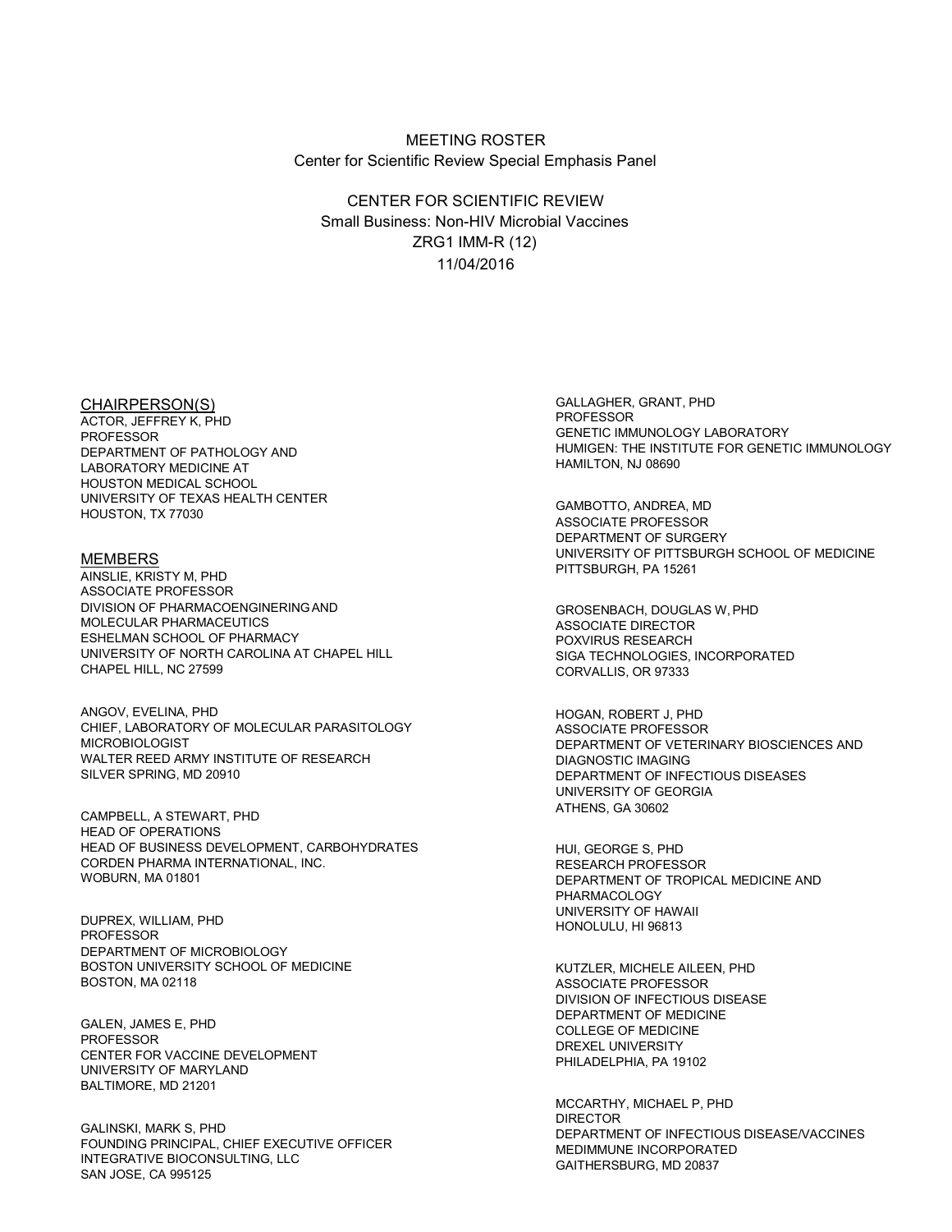MEETING ROSTER
Center for Scientific Review Special Emphasis Panel

CENTER FOR SCIENTIFIC REVIEW
Small Business: Non-HIV Microbial Vaccines
ZRG1 IMM-R (12)
11/04/2016

## CHAIRPERSON(S)

ACTOR, JEFFREY K, PHD
PROFESSOR
DEPARTMENT OF PATHOLOGY AND
LABORATORY MEDICINE AT
HOUSTON MEDICAL SCHOOL
UNIVERSITY OF TEXAS HEALTH CENTER
HOUSTON, TX 77030

## MEMBERS

AINSLIE, KRISTY M, PHD
ASSOCIATE PROFESSOR
DIVISION OF PHARMACOENGINERING AND
MOLECULAR PHARMACEUTICS
ESHELMAN SCHOOL OF PHARMACY
UNIVERSITY OF NORTH CAROLINA AT CHAPEL HILL
CHAPEL HILL, NC 27599

ANGOV, EVELINA, PHD
CHIEF, LABORATORY OF MOLECULAR PARASITOLOGY
MICROBIOLOGIST
WALTER REED ARMY INSTITUTE OF RESEARCH
SILVER SPRING, MD 20910

CAMPBELL, A STEWART, PHD
HEAD OF OPERATIONS
HEAD OF BUSINESS DEVELOPMENT, CARBOHYDRATES
CORDEN PHARMA INTERNATIONAL, INC.
WOBURN, MA 01801

DUPREX, WILLIAM, PHD
PROFESSOR
DEPARTMENT OF MICROBIOLOGY
BOSTON UNIVERSITY SCHOOL OF MEDICINE
BOSTON, MA 02118

GALEN, JAMES E, PHD
PROFESSOR
CENTER FOR VACCINE DEVELOPMENT
UNIVERSITY OF MARYLAND
BALTIMORE, MD 21201

GALINSKI, MARK S, PHD
FOUNDING PRINCIPAL, CHIEF EXECUTIVE OFFICER
INTEGRATIVE BIOCONSULTING, LLC
SAN JOSE, CA 995125

GALLAGHER, GRANT, PHD
PROFESSOR
GENETIC IMMUNOLOGY LABORATORY
HUMIGEN: THE INSTITUTE FOR GENETIC IMMUNOLOGY
HAMILTON, NJ 08690

GAMBOTTO, ANDREA, MD
ASSOCIATE PROFESSOR
DEPARTMENT OF SURGERY
UNIVERSITY OF PITTSBURGH SCHOOL OF MEDICINE
PITTSBURGH, PA 15261

GROSENBACH, DOUGLAS W, PHD
ASSOCIATE DIRECTOR
POXVIRUS RESEARCH
SIGA TECHNOLOGIES, INCORPORATED
CORVALLIS, OR 97333

HOGAN, ROBERT J, PHD
ASSOCIATE PROFESSOR
DEPARTMENT OF VETERINARY BIOSCIENCES AND
DIAGNOSTIC IMAGING
DEPARTMENT OF INFECTIOUS DISEASES
UNIVERSITY OF GEORGIA
ATHENS, GA 30602

HUI, GEORGE S, PHD
RESEARCH PROFESSOR
DEPARTMENT OF TROPICAL MEDICINE AND
PHARMACOLOGY
UNIVERSITY OF HAWAII
HONOLULU, HI 96813

KUTZLER, MICHELE AILEEN, PHD
ASSOCIATE PROFESSOR
DIVISION OF INFECTIOUS DISEASE
DEPARTMENT OF MEDICINE
COLLEGE OF MEDICINE
DREXEL UNIVERSITY
PHILADELPHIA, PA 19102

MCCARTHY, MICHAEL P, PHD
DIRECTOR
DEPARTMENT OF INFECTIOUS DISEASE/VACCINES
MEDIMMUNE INCORPORATED
GAITHERSBURG, MD 20837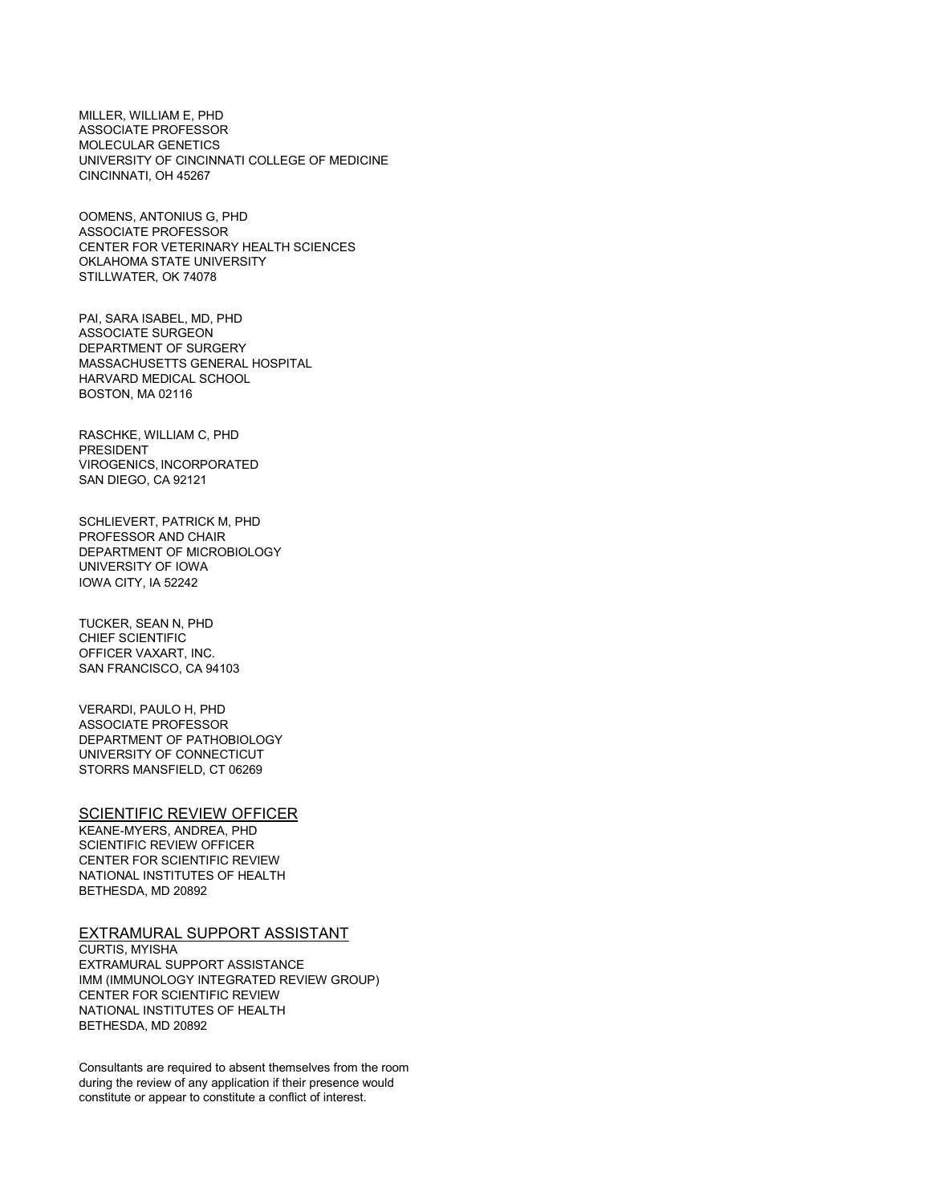MILLER, WILLIAM E, PHD
ASSOCIATE PROFESSOR
MOLECULAR GENETICS
UNIVERSITY OF CINCINNATI COLLEGE OF MEDICINE
CINCINNATI, OH 45267

OOMENS, ANTONIUS G, PHD
ASSOCIATE PROFESSOR
CENTER FOR VETERINARY HEALTH SCIENCES
OKLAHOMA STATE UNIVERSITY
STILLWATER, OK 74078

PAI, SARA ISABEL, MD, PHD
ASSOCIATE SURGEON
DEPARTMENT OF SURGERY
MASSACHUSETTS GENERAL HOSPITAL
HARVARD MEDICAL SCHOOL
BOSTON, MA 02116

RASCHKE, WILLIAM C, PHD
PRESIDENT
VIROGENICS, INCORPORATED
SAN DIEGO, CA 92121

SCHLIEVERT, PATRICK M, PHD
PROFESSOR AND CHAIR
DEPARTMENT OF MICROBIOLOGY
UNIVERSITY OF IOWA
IOWA CITY, IA 52242

TUCKER, SEAN N, PHD
CHIEF SCIENTIFIC
OFFICER VAXART, INC.
SAN FRANCISCO, CA 94103

VERARDI, PAULO H, PHD
ASSOCIATE PROFESSOR
DEPARTMENT OF PATHOBIOLOGY
UNIVERSITY OF CONNECTICUT
STORRS MANSFIELD, CT 06269

## SCIENTIFIC REVIEW OFFICER

KEANE-MYERS, ANDREA, PHD
SCIENTIFIC REVIEW OFFICER
CENTER FOR SCIENTIFIC REVIEW
NATIONAL INSTITUTES OF HEALTH
BETHESDA, MD 20892

## EXTRAMURAL SUPPORT ASSISTANT

CURTIS, MYISHA
EXTRAMURAL SUPPORT ASSISTANCE
IMM (IMMUNOLOGY INTEGRATED REVIEW GROUP)
CENTER FOR SCIENTIFIC REVIEW
NATIONAL INSTITUTES OF HEALTH
BETHESDA, MD 20892

Consultants are required to absent themselves from the room during the review of any application if their presence would constitute or appear to constitute a conflict of interest.